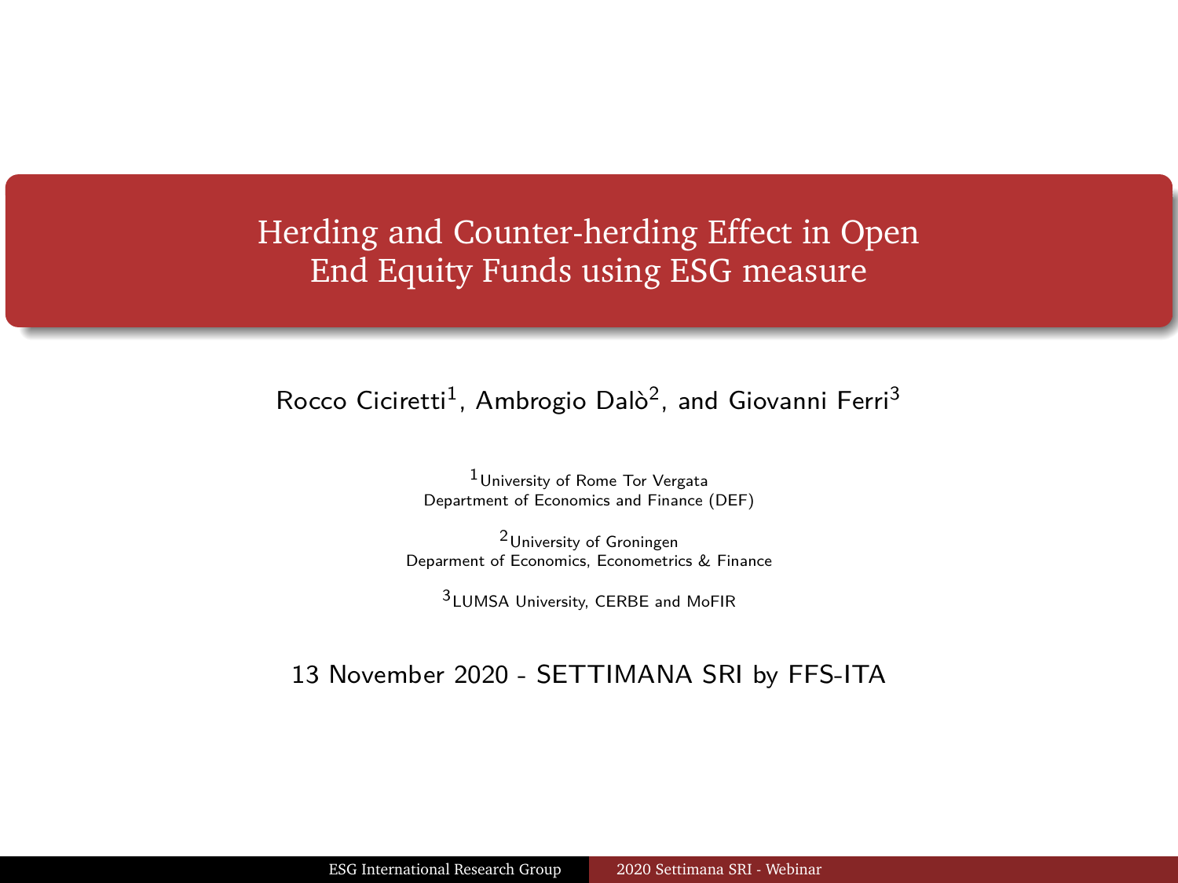# Herding and Counter-herding Effect in Open End Equity Funds using ESG measure

Rocco Ciciretti[1], Ambrogio Dalò[2], and Giovanni Ferri[3]

[1]University of Rome Tor Vergata
Department of Economics and Finance (DEF)

[2]University of Groningen
Deparment of Economics, Econometrics & Finance

[3]LUMSA University, CERBE and MoFIR

13 November 2020 - SETTIMANA SRI by FFS-ITA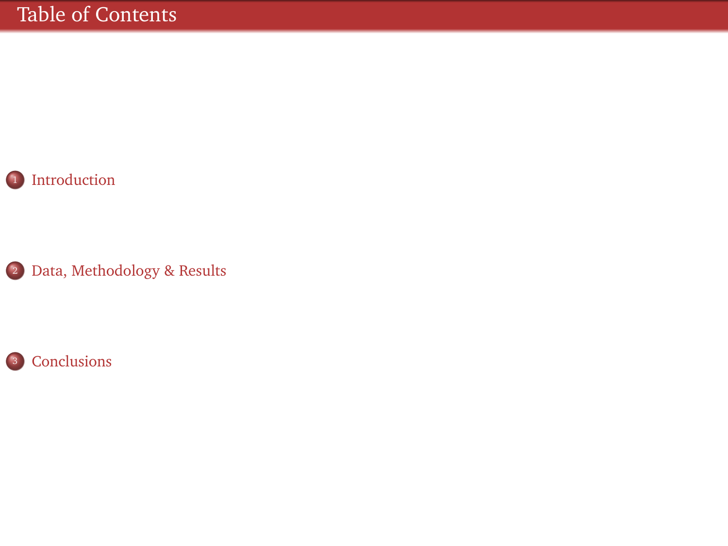# Table of Contents

1. Introduction

2. Data, Methodology & Results

3. Conclusions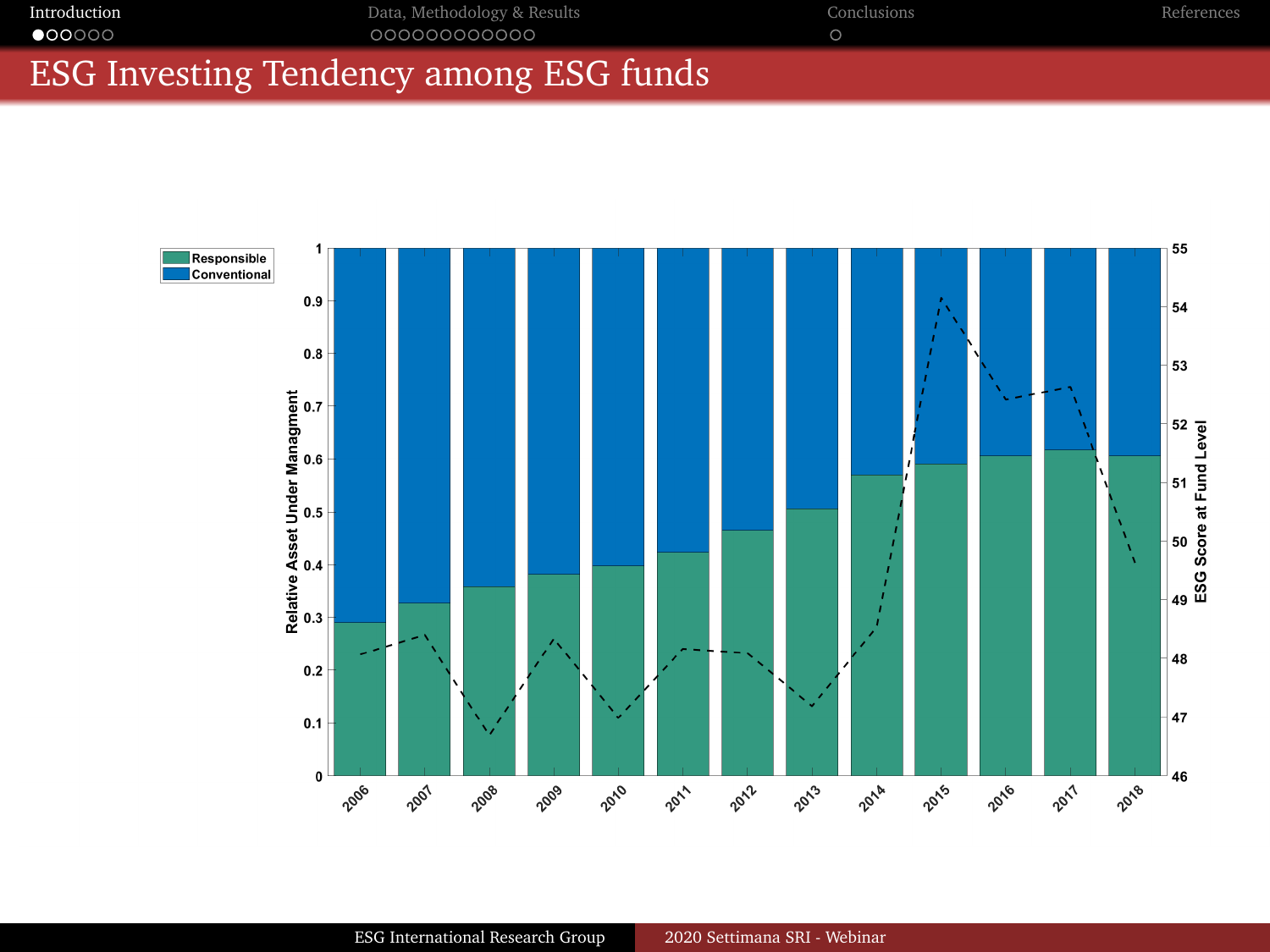# ESG Investing Tendency among ESG funds

Responsible
Conventional

Relative Asset Under Managment

ESG Score at Fund Level

0
0.1
0.2
0.3
0.4
0.5
0.6
0.7
0.8
0.9
1

46
47
48
49
50
51
52
53
54
55

2006
2007
2008
2009
2010
2011
2012
2013
2014
2015
2016
2017
2018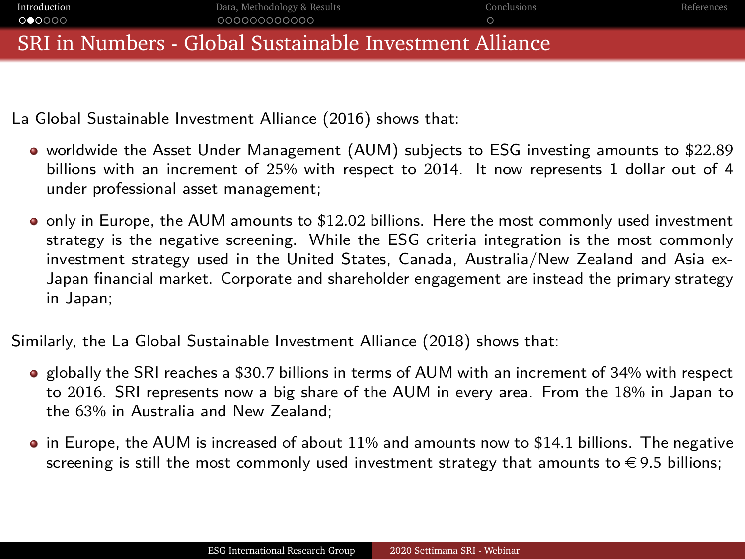# SRI in Numbers - Global Sustainable Investment Alliance

La Global Sustainable Investment Alliance (2016) shows that:

- worldwide the Asset Under Management (AUM) subjects to ESG investing amounts to \$22.89 billions with an increment of 25% with respect to 2014. It now represents 1 dollar out of 4 under professional asset management;
- only in Europe, the AUM amounts to \$12.02 billions. Here the most commonly used investment strategy is the negative screening. While the ESG criteria integration is the most commonly investment strategy used in the United States, Canada, Australia/New Zealand and Asia ex-Japan financial market. Corporate and shareholder engagement are instead the primary strategy in Japan;

Similarly, the La Global Sustainable Investment Alliance (2018) shows that:

- globally the SRI reaches a \$30.7 billions in terms of AUM with an increment of 34% with respect to 2016. SRI represents now a big share of the AUM in every area. From the 18% in Japan to the 63% in Australia and New Zealand;
- in Europe, the AUM is increased of about 11% and amounts now to \$14.1 billions. The negative screening is still the most commonly used investment strategy that amounts to €9.5 billions;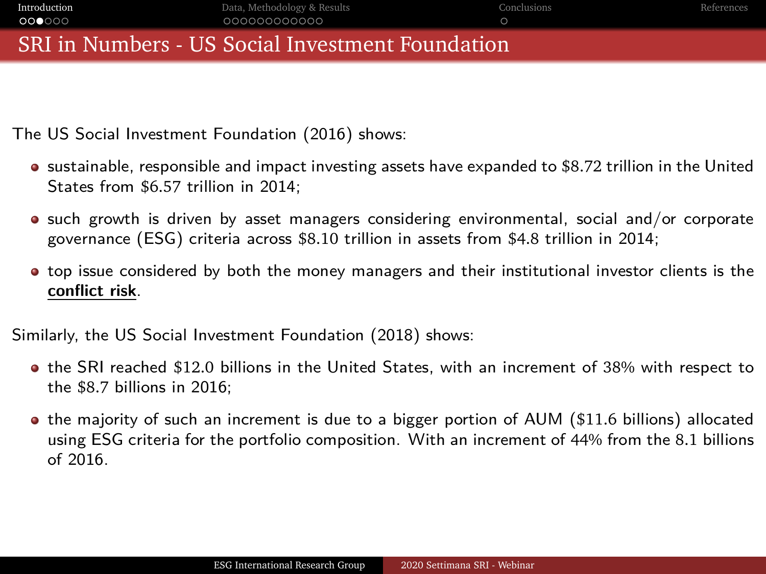# SRI in Numbers - US Social Investment Foundation

The US Social Investment Foundation (2016) shows:

- sustainable, responsible and impact investing assets have expanded to $8.72 trillion in the United States from $6.57 trillion in 2014;
- such growth is driven by asset managers considering environmental, social and/or corporate governance (ESG) criteria across $8.10 trillion in assets from $4.8 trillion in 2014;
- top issue considered by both the money managers and their institutional investor clients is the **conflict risk**.

Similarly, the US Social Investment Foundation (2018) shows:

- the SRI reached $12.0 billions in the United States, with an increment of 38% with respect to the $8.7 billions in 2016;
- the majority of such an increment is due to a bigger portion of AUM ($11.6 billions) allocated using ESG criteria for the portfolio composition. With an increment of 44% from the 8.1 billions of 2016.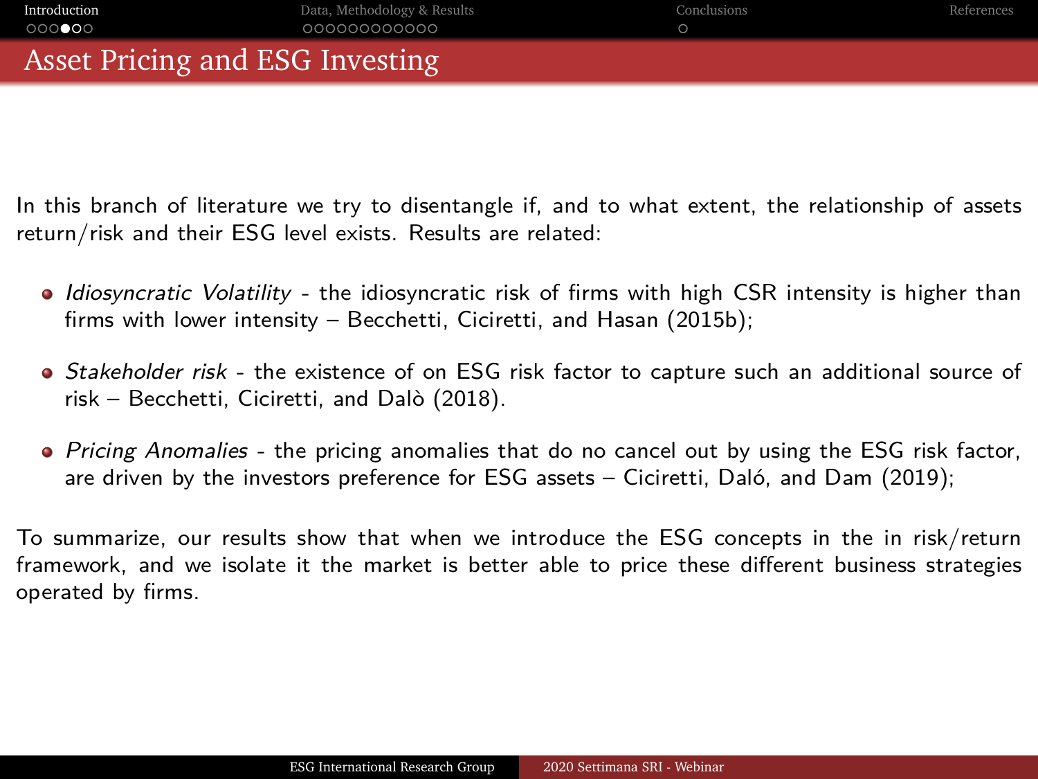# Asset Pricing and ESG Investing

In this branch of literature we try to disentangle if, and to what extent, the relationship of assets return/risk and their ESG level exists. Results are related:

- *Idiosyncratic Volatility* - the idiosyncratic risk of firms with high CSR intensity is higher than firms with lower intensity – Becchetti, Ciciretti, and Hasan (2015b);
- *Stakeholder risk* - the existence of on ESG risk factor to capture such an additional source of risk – Becchetti, Ciciretti, and Dalò (2018).
- *Pricing Anomalies* - the pricing anomalies that do no cancel out by using the ESG risk factor, are driven by the investors preference for ESG assets – Ciciretti, Daló, and Dam (2019);

To summarize, our results show that when we introduce the ESG concepts in the in risk/return framework, and we isolate it the market is better able to price these different business strategies operated by firms.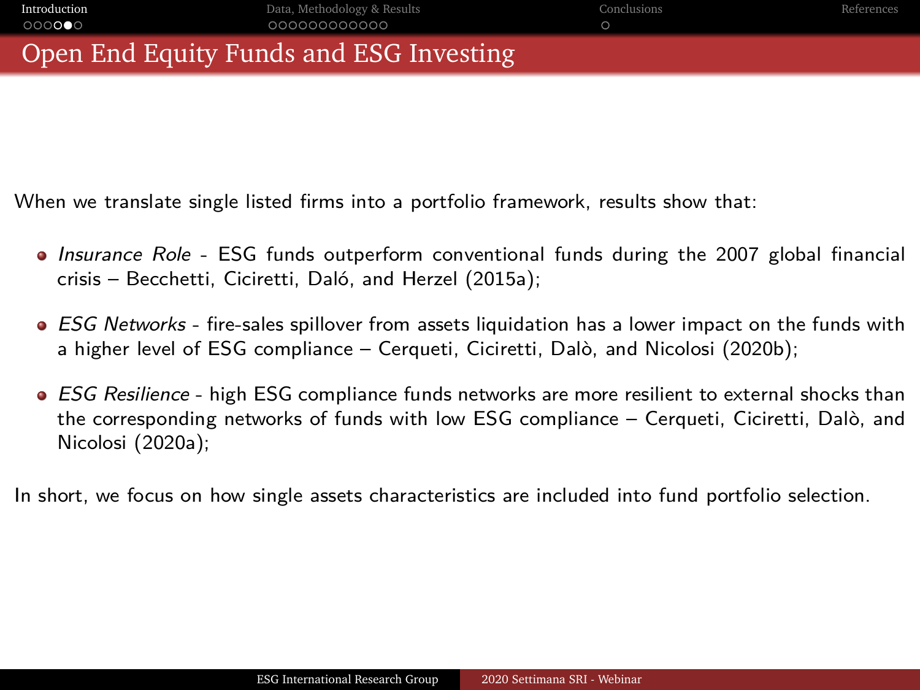## Open End Equity Funds and ESG Investing

When we translate single listed firms into a portfolio framework, results show that:

- *Insurance Role* - ESG funds outperform conventional funds during the 2007 global financial crisis – Becchetti, Ciciretti, Daló, and Herzel (2015a);
- *ESG Networks* - fire-sales spillover from assets liquidation has a lower impact on the funds with a higher level of ESG compliance – Cerqueti, Ciciretti, Dalò, and Nicolosi (2020b);
- *ESG Resilience* - high ESG compliance funds networks are more resilient to external shocks than the corresponding networks of funds with low ESG compliance – Cerqueti, Ciciretti, Dalò, and Nicolosi (2020a);

In short, we focus on how single assets characteristics are included into fund portfolio selection.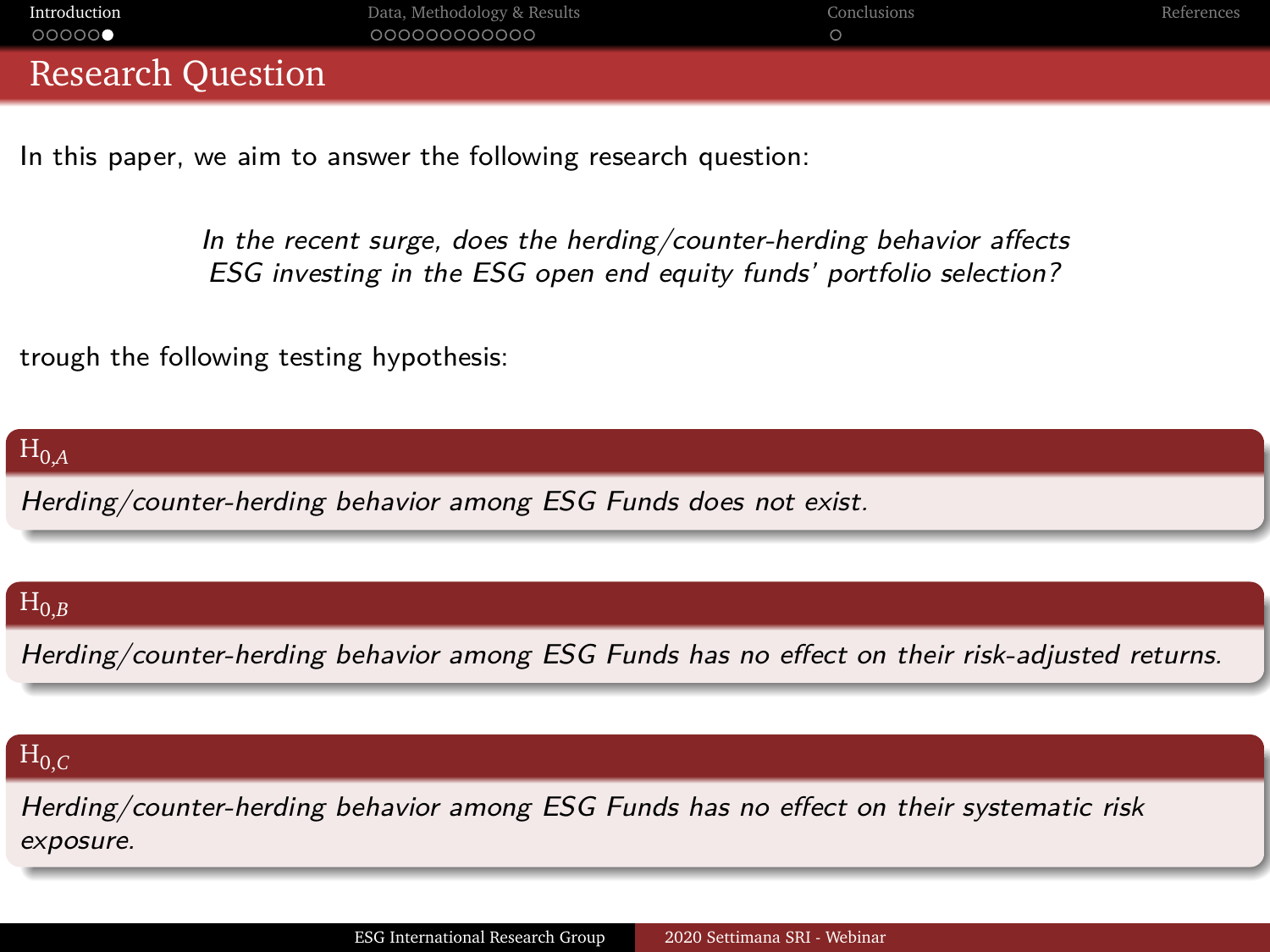# Research Question

In this paper, we aim to answer the following research question:

*In the recent surge, does the herding/counter-herding behavior affects ESG investing in the ESG open end equity funds' portfolio selection?*

trough the following testing hypothesis:

**$H_{0,A}$**

*Herding/counter-herding behavior among ESG Funds does not exist.*

**$H_{0,B}$**

*Herding/counter-herding behavior among ESG Funds has no effect on their risk-adjusted returns.*

**$H_{0,C}$**

*Herding/counter-herding behavior among ESG Funds has no effect on their systematic risk exposure.*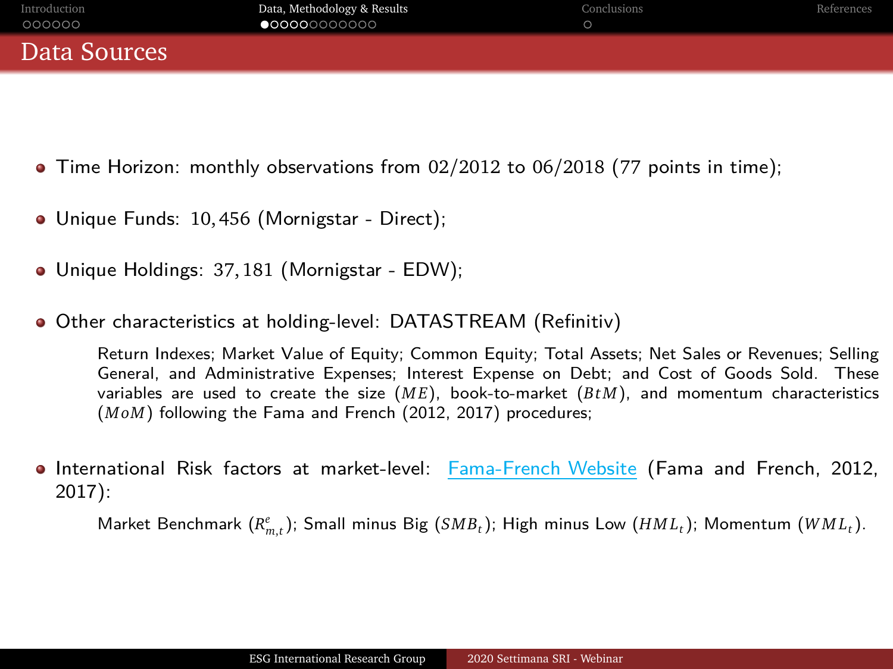# Data Sources

- Time Horizon: monthly observations from 02/2012 to 06/2018 (77 points in time);
- Unique Funds: $10,456$ (Mornigstar - Direct);
- Unique Holdings: $37,181$ (Mornigstar - EDW);
- Other characteristics at holding-level: DATASTREAM (Refinitiv)

  Return Indexes; Market Value of Equity; Common Equity; Total Assets; Net Sales or Revenues; Selling General, and Administrative Expenses; Interest Expense on Debt; and Cost of Goods Sold. These variables are used to create the size ($ME$), book-to-market ($BtM$), and momentum characteristics ($MoM$) following the Fama and French (2012, 2017) procedures;

- International Risk factors at market-level: Fama-French Website (Fama and French, 2012, 2017):

  Market Benchmark ($R^{e}_{m,t}$); Small minus Big ($SMB_t$); High minus Low ($HML_t$); Momentum ($WML_t$).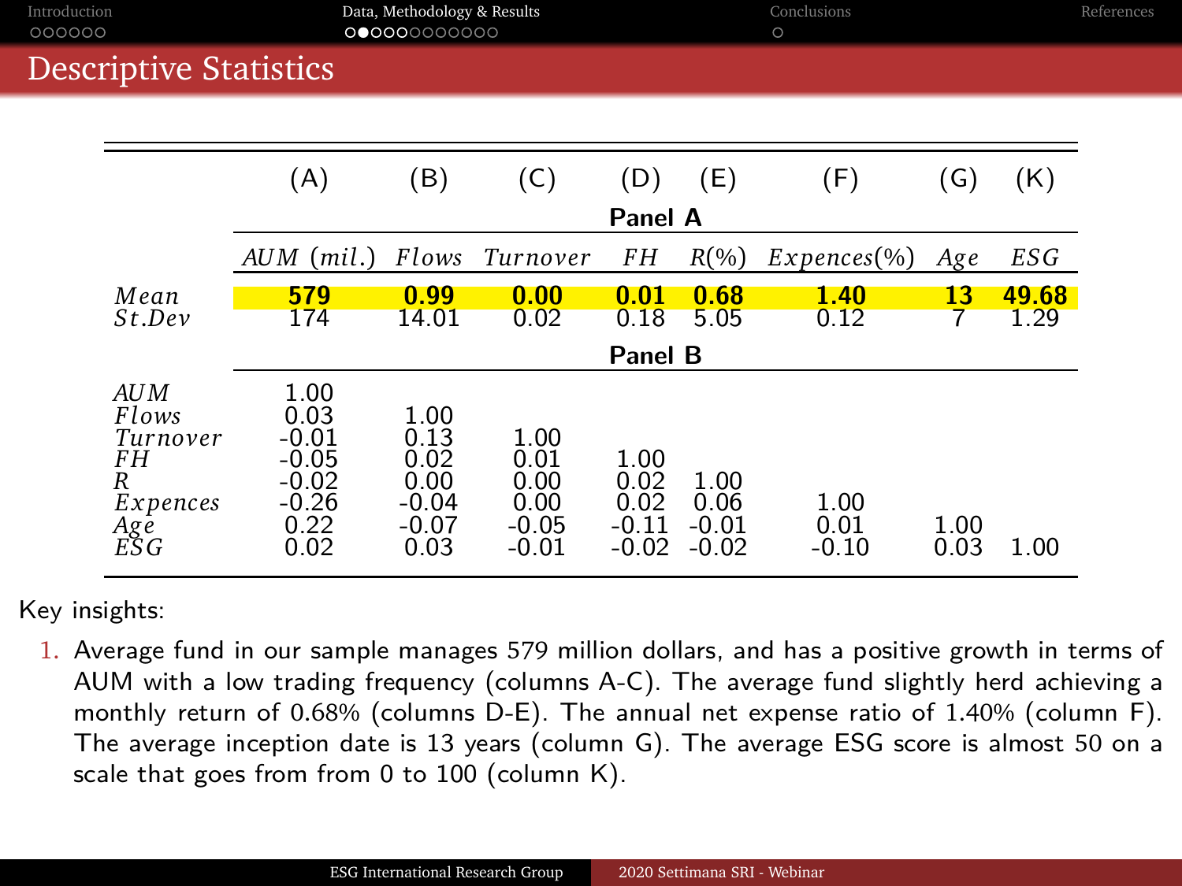# Descriptive Statistics

| | (A) | (B) | (C) | (D) | (E) | (F) | (G) | (K) |
|---|---|---|---|---|---|---|---|---|
| | **Panel A** | | | | | | | |
| | *AUM (mil.)* | *Flows* | *Turnover* | *FH* | *R(%)* | *Expences(%)* | *Age* | *ESG* |
| *Mean* | **579** | **0.99** | **0.00** | **0.01** | **0.68** | **1.40** | **13** | **49.68** |
| *St.Dev* | 174 | 14.01 | 0.02 | 0.18 | 5.05 | 0.12 | 7 | 1.29 |
| | **Panel B** | | | | | | | |
| *AUM* | 1.00 | | | | | | | |
| *Flows* | 0.03 | 1.00 | | | | | | |
| *Turnover* | -0.01 | 0.13 | 1.00 | | | | | |
| *FH* | -0.05 | 0.02 | 0.01 | 1.00 | | | | |
| *R* | -0.02 | 0.00 | 0.00 | 0.02 | 1.00 | | | |
| *Expences* | -0.26 | -0.04 | 0.00 | 0.02 | 0.06 | 1.00 | | |
| *Age* | 0.22 | -0.07 | -0.05 | -0.11 | -0.01 | 0.01 | 1.00 | |
| *ESG* | 0.02 | 0.03 | -0.01 | -0.02 | -0.02 | -0.10 | 0.03 | 1.00 |

Key insights:

1. Average fund in our sample manages 579 million dollars, and has a positive growth in terms of AUM with a low trading frequency (columns A-C). The average fund slightly herd achieving a monthly return of 0.68% (columns D-E). The annual net expense ratio of 1.40% (column F). The average inception date is 13 years (column G). The average ESG score is almost 50 on a scale that goes from from 0 to 100 (column K).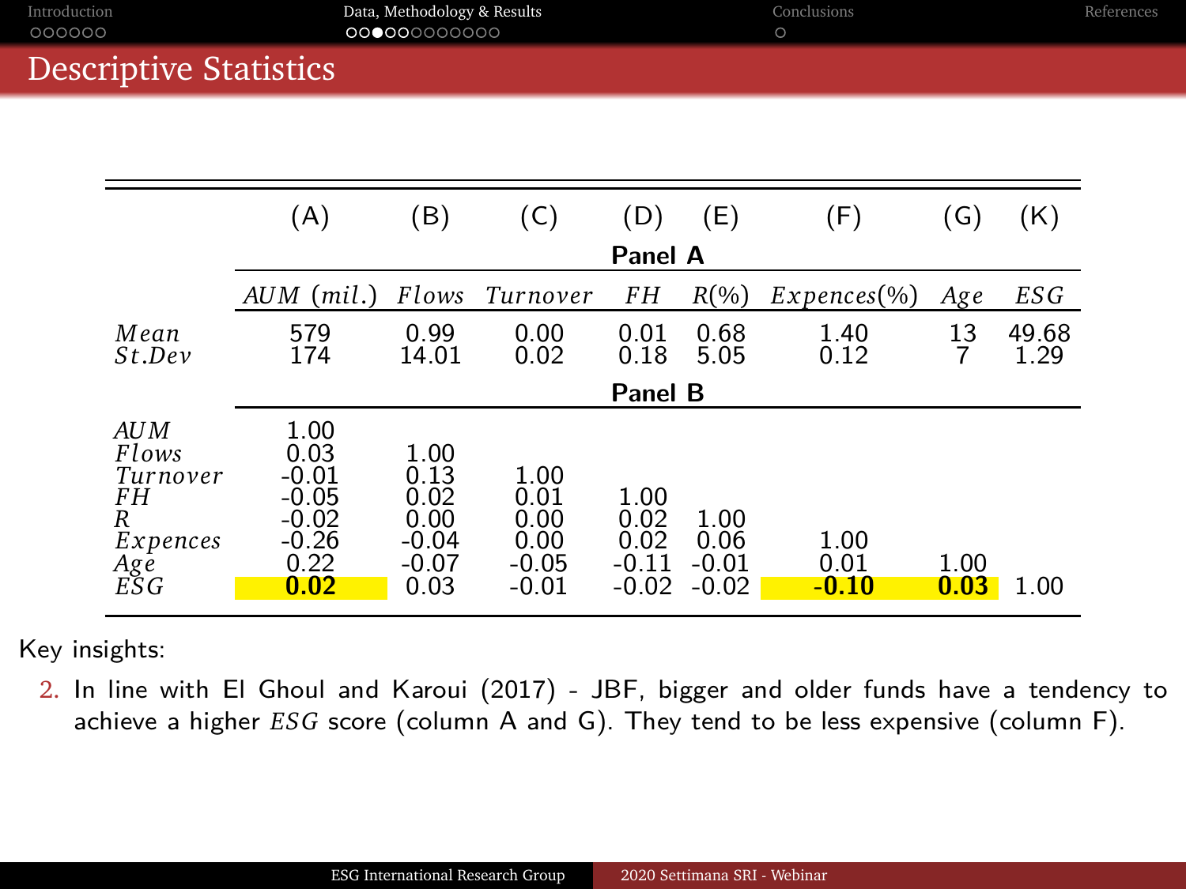# Descriptive Statistics

| | (A) | (B) | (C) | (D) | (E) | (F) | (G) | (K) |
|---|---|---|---|---|---|---|---|---|
| | **Panel A** | | | | | | | |
| | *AUM (mil.)* | *Flows* | *Turnover* | *FH* | *R(%)* | *Expences(%)* | *Age* | *ESG* |
| *Mean* | 579 | 0.99 | 0.00 | 0.01 | 0.68 | 1.40 | 13 | 49.68 |
| *St.Dev* | 174 | 14.01 | 0.02 | 0.18 | 5.05 | 0.12 | 7 | 1.29 |
| | **Panel B** | | | | | | | |
| *AUM* | 1.00 | | | | | | | |
| *Flows* | 0.03 | 1.00 | | | | | | |
| *Turnover* | -0.01 | 0.13 | 1.00 | | | | | |
| *FH* | -0.05 | 0.02 | 0.01 | 1.00 | | | | |
| *R* | -0.02 | 0.00 | 0.00 | 0.02 | 1.00 | | | |
| *Expences* | -0.26 | -0.04 | 0.00 | 0.02 | 0.06 | 1.00 | | |
| *Age* | 0.22 | -0.07 | -0.05 | -0.11 | -0.01 | 0.01 | 1.00 | |
| *ESG* | **0.02** | 0.03 | -0.01 | -0.02 | -0.02 | **-0.10** | **0.03** | 1.00 |

Key insights:

2. In line with El Ghoul and Karoui (2017) - JBF, bigger and older funds have a tendency to achieve a higher *ESG* score (column A and G). They tend to be less expensive (column F).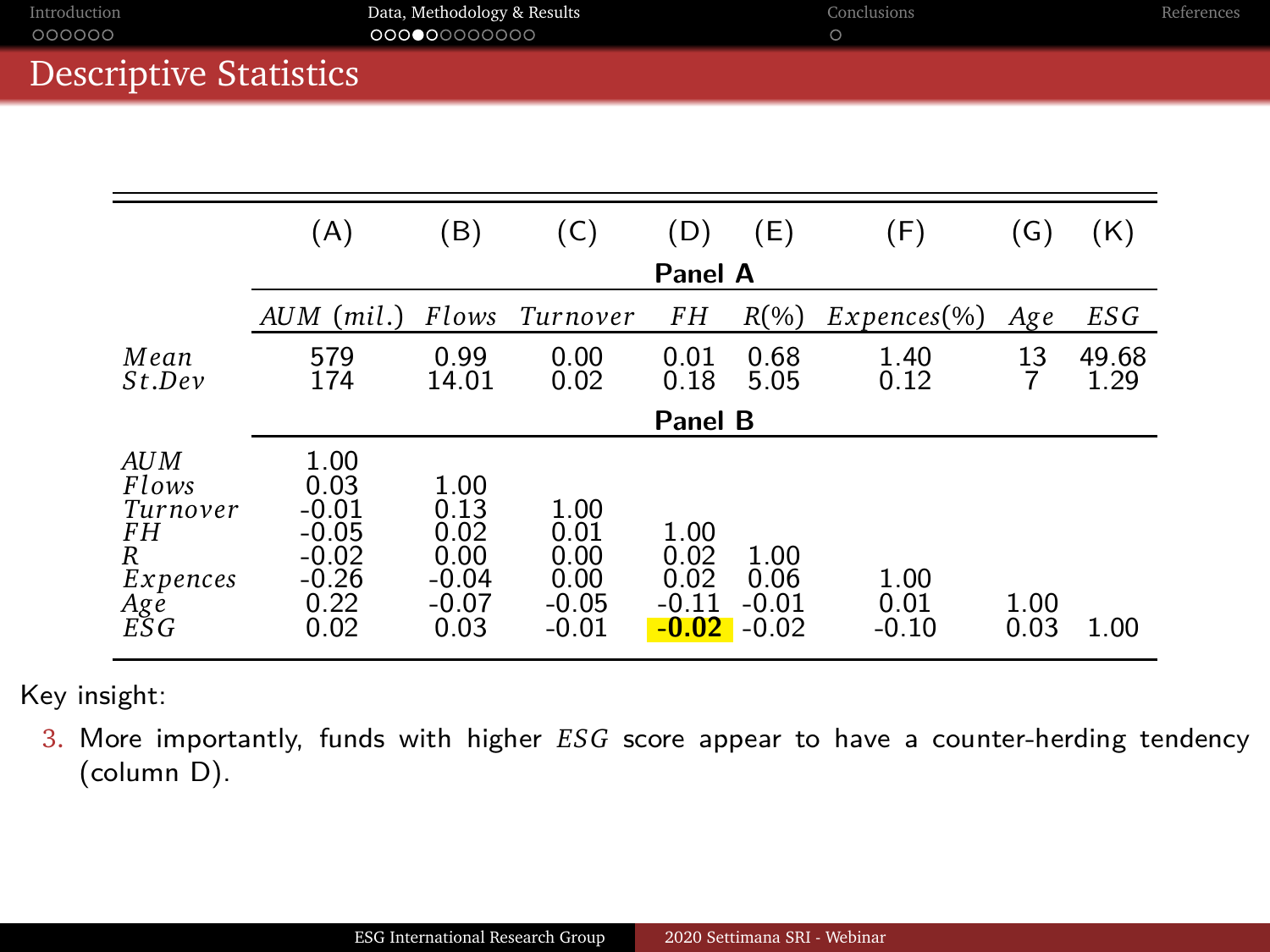# Descriptive Statistics

| | (A) | (B) | (C) | (D) | (E) | (F) | (G) | (K) |
|---|---|---|---|---|---|---|---|---|
| | **Panel A** | | | | | | | |
| | *AUM (mil.)* | *Flows* | *Turnover* | *FH* | *R*(%) | *Expences*(%) | *Age* | *ESG* |
| *Mean* | 579 | 0.99 | 0.00 | 0.01 | 0.68 | 1.40 | 13 | 49.68 |
| *St.Dev* | 174 | 14.01 | 0.02 | 0.18 | 5.05 | 0.12 | 7 | 1.29 |
| | **Panel B** | | | | | | | |
| *AUM* | 1.00 | | | | | | | |
| *Flows* | 0.03 | 1.00 | | | | | | |
| *Turnover* | -0.01 | 0.13 | 1.00 | | | | | |
| *FH* | -0.05 | 0.02 | 0.01 | 1.00 | | | | |
| *R* | -0.02 | 0.00 | 0.00 | 0.02 | 1.00 | | | |
| *Expences* | -0.26 | -0.04 | 0.00 | 0.02 | 0.06 | 1.00 | | |
| *Age* | 0.22 | -0.07 | -0.05 | -0.11 | -0.01 | 0.01 | 1.00 | |
| *ESG* | 0.02 | 0.03 | -0.01 | **-0.02** | -0.02 | -0.10 | 0.03 | 1.00 |

Key insight:

3. More importantly, funds with higher *ESG* score appear to have a counter-herding tendency (column D).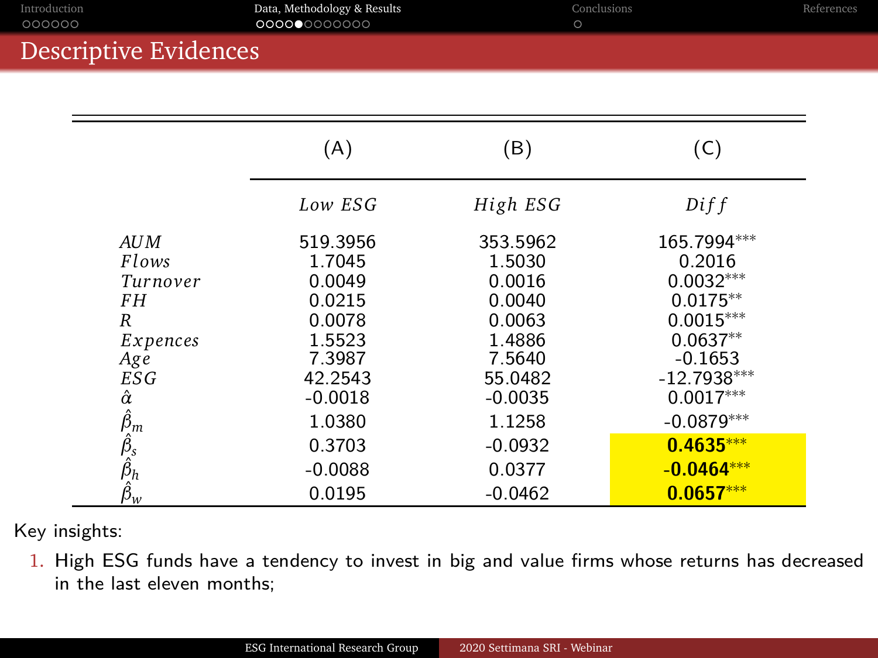# Descriptive Evidences

| | (A) | (B) | (C) |
|---|---|---|---|
| | *Low ESG* | *High ESG* | *Diff* |
| *AUM* | 519.3956 | 353.5962 | 165.7994*** |
| *Flows* | 1.7045 | 1.5030 | 0.2016 |
| *Turnover* | 0.0049 | 0.0016 | 0.0032*** |
| *FH* | 0.0215 | 0.0040 | 0.0175** |
| *R* | 0.0078 | 0.0063 | 0.0015*** |
| *Expences* | 1.5523 | 1.4886 | 0.0637** |
| *Age* | 7.3987 | 7.5640 | -0.1653 |
| *ESG* | 42.2543 | 55.0482 | -12.7938*** |
| $\hat{\alpha}$ | -0.0018 | -0.0035 | 0.0017*** |
| $\hat{\beta}_m$ | 1.0380 | 1.1258 | -0.0879*** |
| $\hat{\beta}_s$ | 0.3703 | -0.0932 | **0.4635***** |
| $\hat{\beta}_h$ | -0.0088 | 0.0377 | **-0.0464***** |
| $\hat{\beta}_w$ | 0.0195 | -0.0462 | **0.0657***** |

Key insights:

1. High ESG funds have a tendency to invest in big and value firms whose returns has decreased in the last eleven months;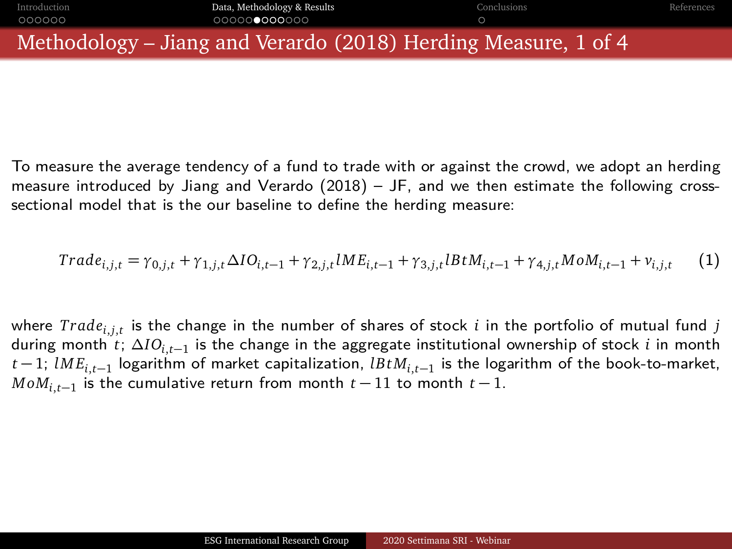# Methodology – Jiang and Verardo (2018) Herding Measure, 1 of 4

To measure the average tendency of a fund to trade with or against the crowd, we adopt an herding measure introduced by Jiang and Verardo (2018) – JF, and we then estimate the following cross-sectional model that is the our baseline to define the herding measure:

$$Trade_{i,j,t} = \gamma_{0,j,t} + \gamma_{1,j,t}\Delta IO_{i,t-1} + \gamma_{2,j,t} lME_{i,t-1} + \gamma_{3,j,t} lBtM_{i,t-1} + \gamma_{4,j,t} MoM_{i,t-1} + v_{i,j,t} \tag{1}$$

where $Trade_{i,j,t}$ is the change in the number of shares of stock $i$ in the portfolio of mutual fund $j$ during month $t$; $\Delta IO_{i,t-1}$ is the change in the aggregate institutional ownership of stock $i$ in month $t-1$; $lME_{i,t-1}$ logarithm of market capitalization, $lBtM_{i,t-1}$ is the logarithm of the book-to-market, $MoM_{i,t-1}$ is the cumulative return from month $t-11$ to month $t-1$.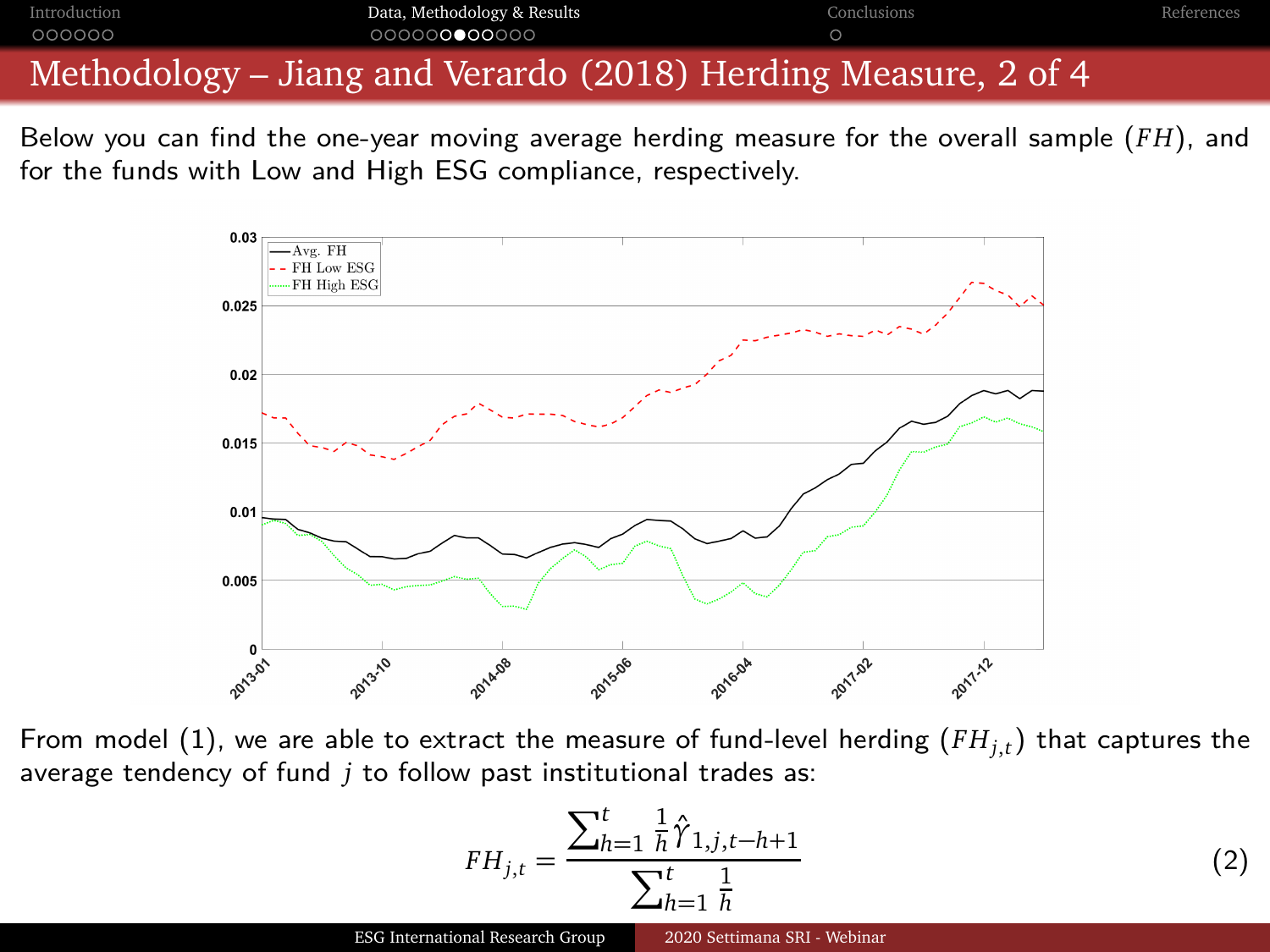# Methodology – Jiang and Verardo (2018) Herding Measure, 2 of 4

Below you can find the one-year moving average herding measure for the overall sample ($FH$), and for the funds with Low and High ESG compliance, respectively.

From model (1), we are able to extract the measure of fund-level herding ($FH_{j,t}$) that captures the average tendency of fund $j$ to follow past institutional trades as:

$$FH_{j,t} = \frac{\sum_{h=1}^{t} \frac{1}{h} \hat{\gamma}_{1,j,t-h+1}}{\sum_{h=1}^{t} \frac{1}{h}} \tag{2}$$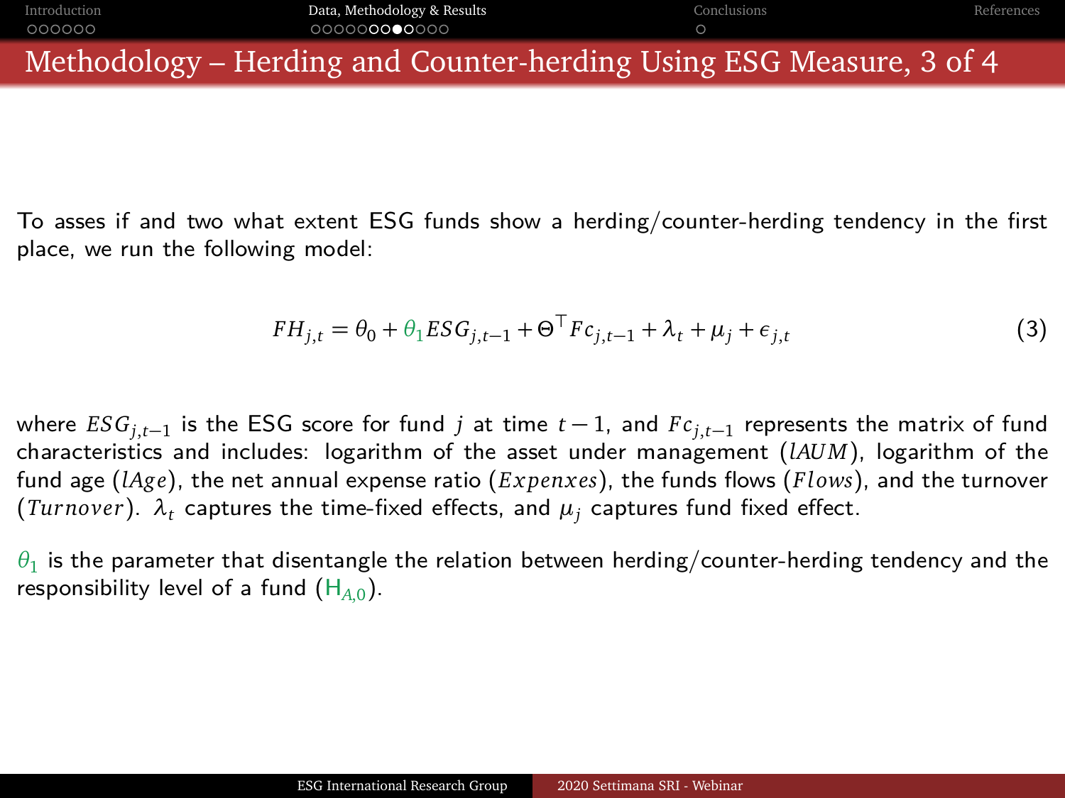# Methodology – Herding and Counter-herding Using ESG Measure, 3 of 4

To asses if and two what extent ESG funds show a herding/counter-herding tendency in the first place, we run the following model:

$$FH_{j,t} = \theta_0 + \theta_1 ESG_{j,t-1} + \Theta^\top Fc_{j,t-1} + \lambda_t + \mu_j + \epsilon_{j,t} \tag{3}$$

where $ESG_{j,t-1}$ is the ESG score for fund $j$ at time $t-1$, and $Fc_{j,t-1}$ represents the matrix of fund characteristics and includes: logarithm of the asset under management ($lAUM$), logarithm of the fund age ($lAge$), the net annual expense ratio ($Expenxes$), the funds flows ($Flows$), and the turnover ($Turnover$). $\lambda_t$ captures the time-fixed effects, and $\mu_j$ captures fund fixed effect.

$\theta_1$ is the parameter that disentangle the relation between herding/counter-herding tendency and the responsibility level of a fund ($H_{A,0}$).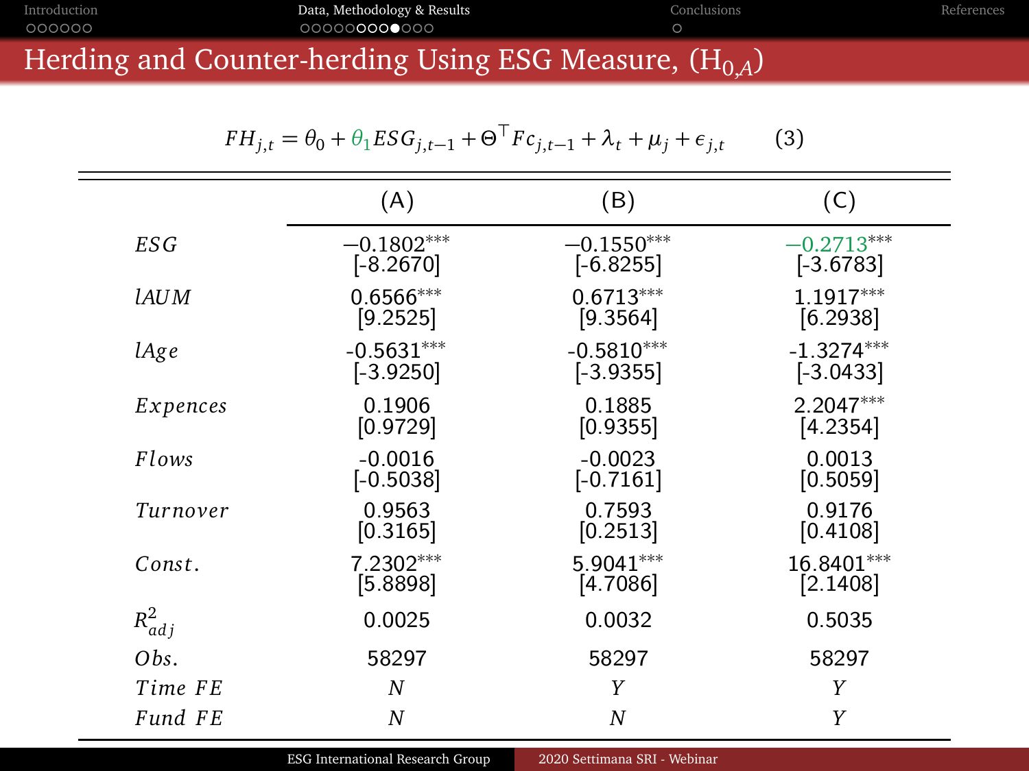# Herding and Counter-herding Using ESG Measure, ($H_{0,A}$)

$$FH_{j,t} = \theta_0 + \theta_1 ESG_{j,t-1} + \Theta^\top Fc_{j,t-1} + \lambda_t + \mu_j + \epsilon_{j,t} \qquad (3)$$

| | (A) | (B) | (C) |
|---|---|---|---|
| $ESG$ | $-0.1802^{***}$ [-8.2670] | $-0.1550^{***}$ [-6.8255] | $-0.2713^{***}$ [-3.6783] |
| $lAUM$ | $0.6566^{***}$ [9.2525] | $0.6713^{***}$ [9.3564] | $1.1917^{***}$ [6.2938] |
| $lAge$ | $-0.5631^{***}$ [-3.9250] | $-0.5810^{***}$ [-3.9355] | $-1.3274^{***}$ [-3.0433] |
| $Expences$ | 0.1906 [0.9729] | 0.1885 [0.9355] | $2.2047^{***}$ [4.2354] |
| $Flows$ | -0.0016 [-0.5038] | -0.0023 [-0.7161] | 0.0013 [0.5059] |
| $Turnover$ | 0.9563 [0.3165] | 0.7593 [0.2513] | 0.9176 [0.4108] |
| $Const.$ | $7.2302^{***}$ [5.8898] | $5.9041^{***}$ [4.7086] | $16.8401^{***}$ [2.1408] |
| $R^2_{adj}$ | 0.0025 | 0.0032 | 0.5035 |
| $Obs.$ | 58297 | 58297 | 58297 |
| $Time\ FE$ | $N$ | $Y$ | $Y$ |
| $Fund\ FE$ | $N$ | $N$ | $Y$ |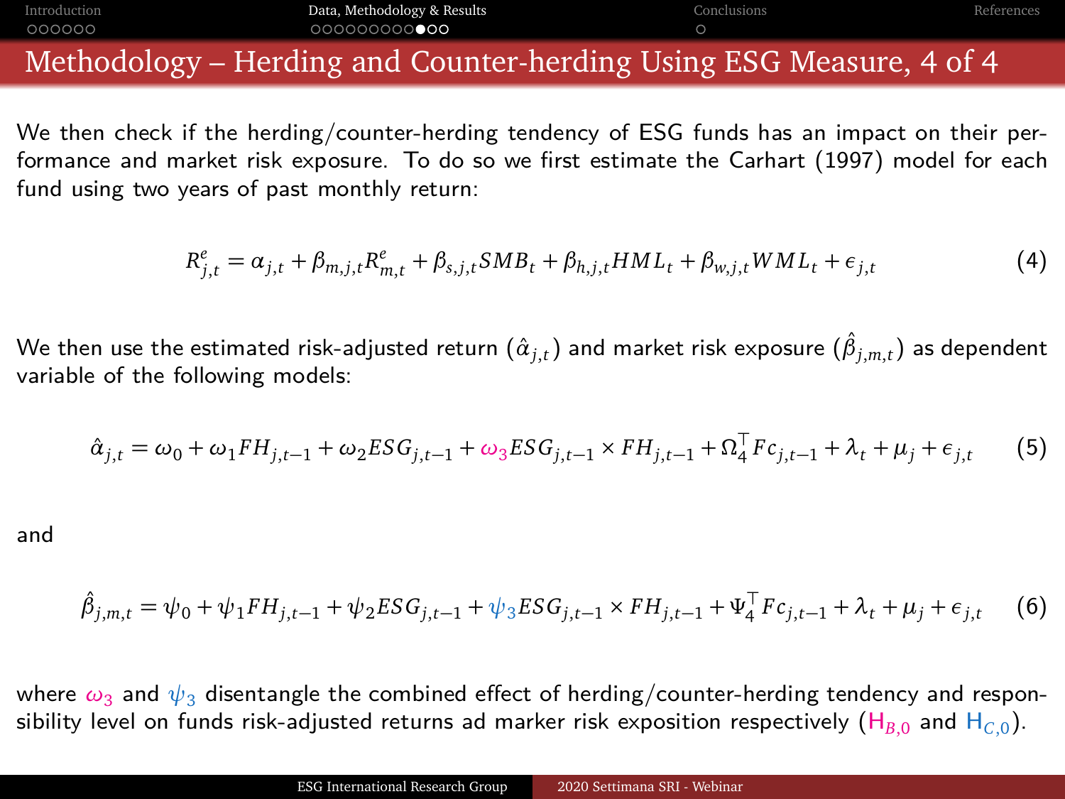# Methodology – Herding and Counter-herding Using ESG Measure, 4 of 4

We then check if the herding/counter-herding tendency of ESG funds has an impact on their performance and market risk exposure. To do so we first estimate the Carhart (1997) model for each fund using two years of past monthly return:

$$R^e_{j,t} = \alpha_{j,t} + \beta_{m,j,t} R^e_{m,t} + \beta_{s,j,t} SMB_t + \beta_{h,j,t} HML_t + \beta_{w,j,t} WML_t + \epsilon_{j,t} \tag{4}$$

We then use the estimated risk-adjusted return ($\hat{\alpha}_{j,t}$) and market risk exposure ($\hat{\beta}_{j,m,t}$) as dependent variable of the following models:

$$\hat{\alpha}_{j,t} = \omega_0 + \omega_1 FH_{j,t-1} + \omega_2 ESG_{j,t-1} + \omega_3 ESG_{j,t-1} \times FH_{j,t-1} + \Omega_4^\top Fc_{j,t-1} + \lambda_t + \mu_j + \epsilon_{j,t} \tag{5}$$

and

$$\hat{\beta}_{j,m,t} = \psi_0 + \psi_1 FH_{j,t-1} + \psi_2 ESG_{j,t-1} + \psi_3 ESG_{j,t-1} \times FH_{j,t-1} + \Psi_4^\top Fc_{j,t-1} + \lambda_t + \mu_j + \epsilon_{j,t} \tag{6}$$

where $\omega_3$ and $\psi_3$ disentangle the combined effect of herding/counter-herding tendency and responsibility level on funds risk-adjusted returns ad marker risk exposition respectively ($H_{B,0}$ and $H_{C,0}$).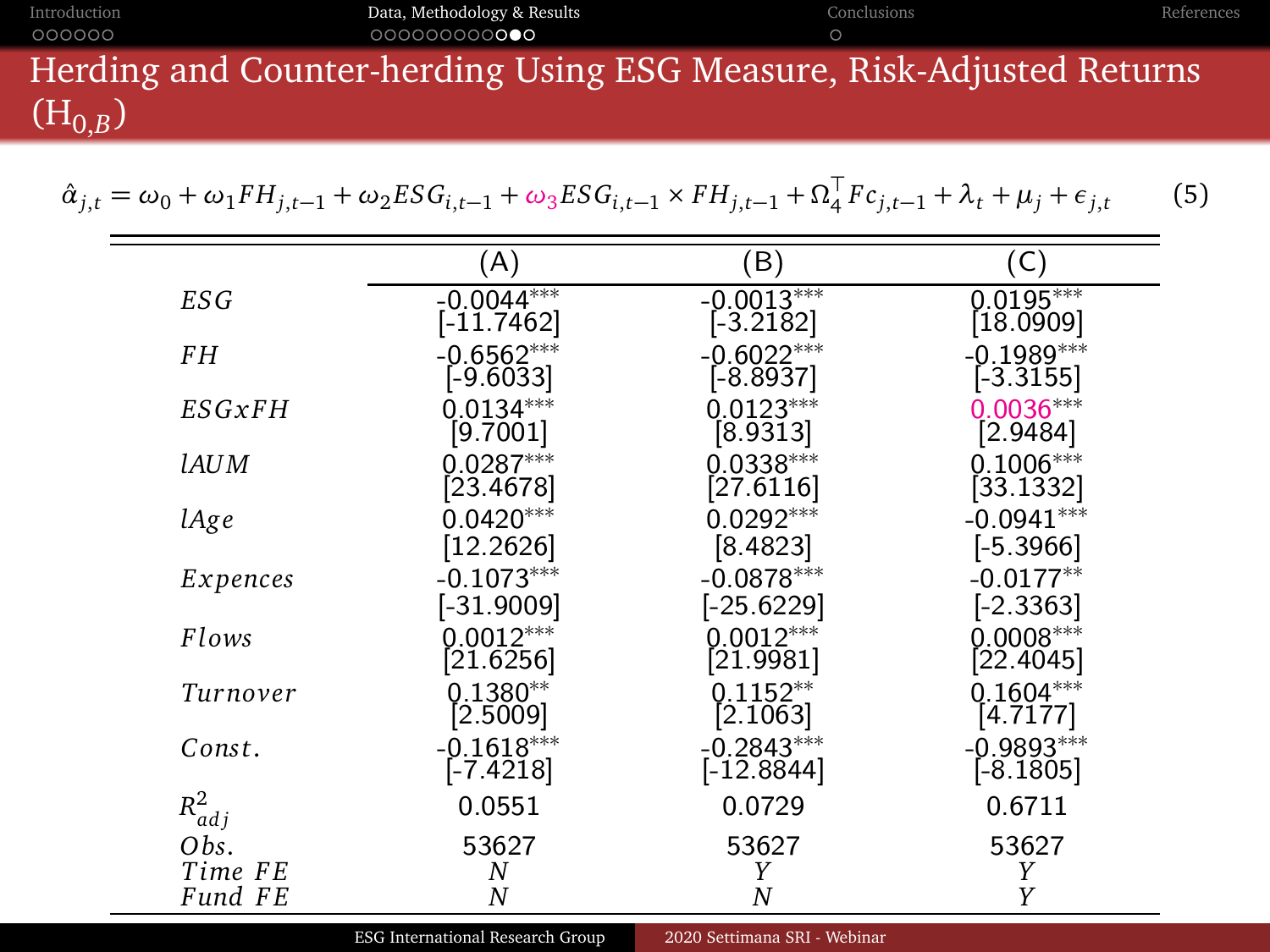# Herding and Counter-herding Using ESG Measure, Risk-Adjusted Returns ($H_{0,B}$)

$$\hat{\alpha}_{j,t} = \omega_0 + \omega_1 FH_{j,t-1} + \omega_2 ESG_{i,t-1} + \omega_3 ESG_{i,t-1} \times FH_{j,t-1} + \Omega_4^\top Fc_{j,t-1} + \lambda_t + \mu_j + \epsilon_{j,t} \quad (5)$$

| | (A) | (B) | (C) |
|---|---|---|---|
| $ESG$ | -0.0044*** | -0.0013*** | 0.0195*** |
| | [-11.7462] | [-3.2182] | [18.0909] |
| $FH$ | -0.6562*** | -0.6022*** | -0.1989*** |
| | [-9.6033] | [-8.8937] | [-3.3155] |
| $ESGxFH$ | 0.0134*** | 0.0123*** | 0.0036*** |
| | [9.7001] | [8.9313] | [2.9484] |
| $lAUM$ | 0.0287*** | 0.0338*** | 0.1006*** |
| | [23.4678] | [27.6116] | [33.1332] |
| $lAge$ | 0.0420*** | 0.0292*** | -0.0941*** |
| | [12.2626] | [8.4823] | [-5.3966] |
| $Expences$ | -0.1073*** | -0.0878*** | -0.0177** |
| | [-31.9009] | [-25.6229] | [-2.3363] |
| $Flows$ | 0.0012*** | 0.0012*** | 0.0008*** |
| | [21.6256] | [21.9981] | [22.4045] |
| $Turnover$ | 0.1380** | 0.1152** | 0.1604*** |
| | [2.5009] | [2.1063] | [4.7177] |
| $Const.$ | -0.1618*** | -0.2843*** | -0.9893*** |
| | [-7.4218] | [-12.8844] | [-8.1805] |
| $R^2_{adj}$ | 0.0551 | 0.0729 | 0.6711 |
| $Obs.$ | 53627 | 53627 | 53627 |
| $Time\ FE$ | N | Y | Y |
| $Fund\ FE$ | N | N | Y |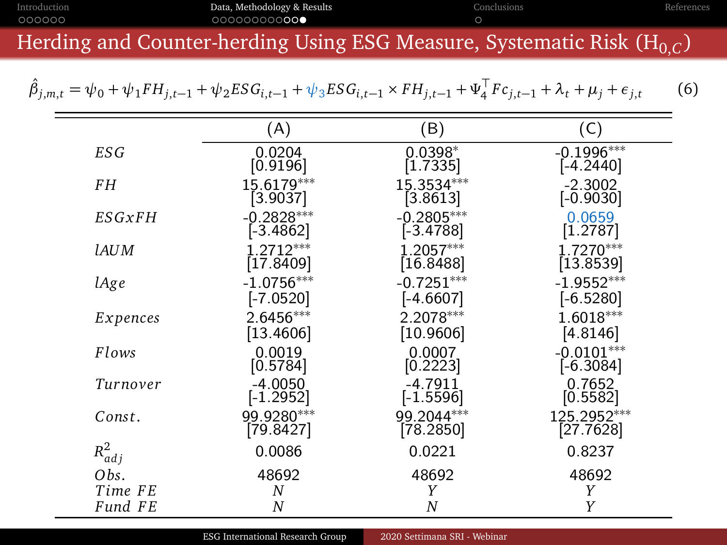# Herding and Counter-herding Using ESG Measure, Systematic Risk ($H_{0,C}$)

$$\hat{\beta}_{j,m,t} = \psi_0 + \psi_1 FH_{j,t-1} + \psi_2 ESG_{i,t-1} + \psi_3 ESG_{i,t-1} \times FH_{j,t-1} + \Psi_4^\top Fc_{j,t-1} + \lambda_t + \mu_j + \epsilon_{j,t} \quad (6)$$

| | (A) | (B) | (C) |
|---|---|---|---|
| *ESG* | 0.0204 [0.9196] | 0.0398* [1.7335] | -0.1996*** [-4.2440] |
| *FH* | 15.6179*** [3.9037] | 15.3534*** [3.8613] | -2.3002 [-0.9030] |
| *ESGxFH* | -0.2828*** [-3.4862] | -0.2805*** [-3.4788] | 0.0659 [1.2787] |
| *lAUM* | 1.2712*** [17.8409] | 1.2057*** [16.8488] | 1.7270*** [13.8539] |
| *lAge* | -1.0756*** [-7.0520] | -0.7251*** [-4.6607] | -1.9552*** [-6.5280] |
| *Expences* | 2.6456*** [13.4606] | 2.2078*** [10.9606] | 1.6018*** [4.8146] |
| *Flows* | 0.0019 [0.5784] | 0.0007 [0.2223] | -0.0101*** [-6.3084] |
| *Turnover* | -4.0050 [-1.2952] | -4.7911 [-1.5596] | 0.7652 [0.5582] |
| *Const.* | 99.9280*** [79.8427] | 99.2044*** [78.2850] | 125.2952*** [27.7628] |
| $R^2_{adj}$ | 0.0086 | 0.0221 | 0.8237 |
| *Obs.* | 48692 | 48692 | 48692 |
| *Time FE* | *N* | *Y* | *Y* |
| *Fund FE* | *N* | *N* | *Y* |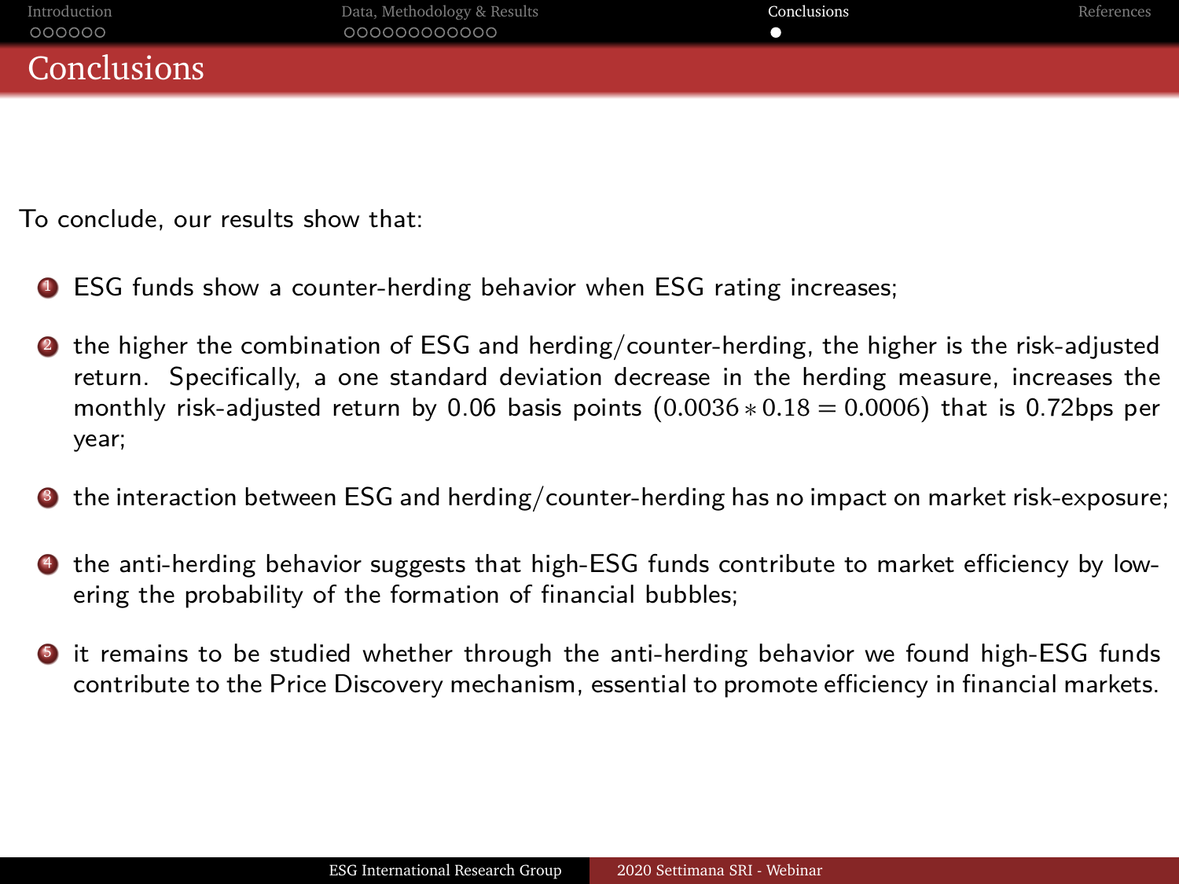# Conclusions

To conclude, our results show that:

1. ESG funds show a counter-herding behavior when ESG rating increases;
2. the higher the combination of ESG and herding/counter-herding, the higher is the risk-adjusted return. Specifically, a one standard deviation decrease in the herding measure, increases the monthly risk-adjusted return by 0.06 basis points ($0.0036 * 0.18 = 0.0006$) that is 0.72bps per year;
3. the interaction between ESG and herding/counter-herding has no impact on market risk-exposure;
4. the anti-herding behavior suggests that high-ESG funds contribute to market efficiency by lowering the probability of the formation of financial bubbles;
5. it remains to be studied whether through the anti-herding behavior we found high-ESG funds contribute to the Price Discovery mechanism, essential to promote efficiency in financial markets.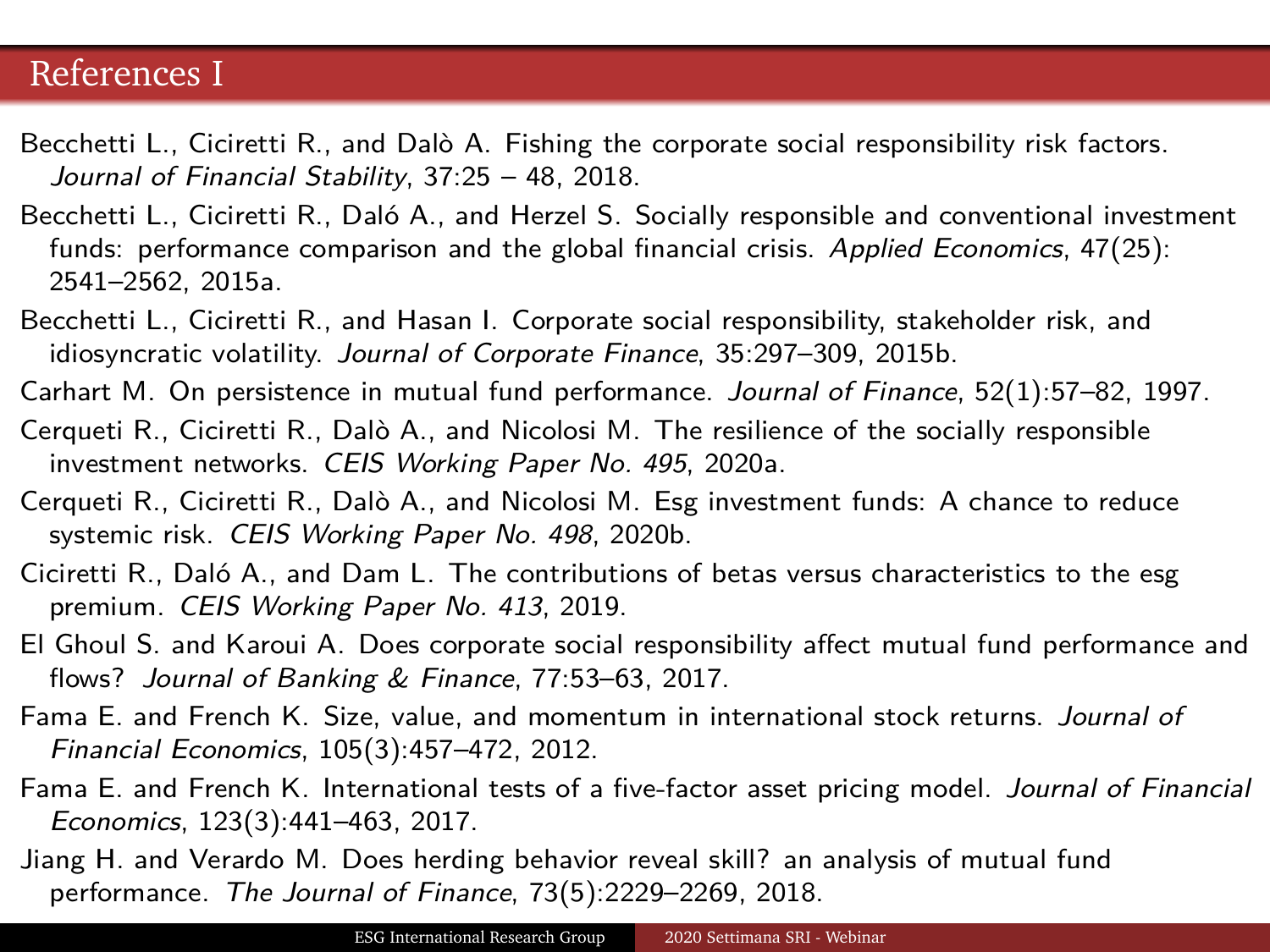# References I

Becchetti L., Ciciretti R., and Dalò A. Fishing the corporate social responsibility risk factors. *Journal of Financial Stability*, 37:25 – 48, 2018.

Becchetti L., Ciciretti R., Daló A., and Herzel S. Socially responsible and conventional investment funds: performance comparison and the global financial crisis. *Applied Economics*, 47(25): 2541–2562, 2015a.

Becchetti L., Ciciretti R., and Hasan I. Corporate social responsibility, stakeholder risk, and idiosyncratic volatility. *Journal of Corporate Finance*, 35:297–309, 2015b.

Carhart M. On persistence in mutual fund performance. *Journal of Finance*, 52(1):57–82, 1997.

Cerqueti R., Ciciretti R., Dalò A., and Nicolosi M. The resilience of the socially responsible investment networks. *CEIS Working Paper No. 495*, 2020a.

Cerqueti R., Ciciretti R., Dalò A., and Nicolosi M. Esg investment funds: A chance to reduce systemic risk. *CEIS Working Paper No. 498*, 2020b.

Ciciretti R., Daló A., and Dam L. The contributions of betas versus characteristics to the esg premium. *CEIS Working Paper No. 413*, 2019.

El Ghoul S. and Karoui A. Does corporate social responsibility affect mutual fund performance and flows? *Journal of Banking & Finance*, 77:53–63, 2017.

Fama E. and French K. Size, value, and momentum in international stock returns. *Journal of Financial Economics*, 105(3):457–472, 2012.

Fama E. and French K. International tests of a five-factor asset pricing model. *Journal of Financial Economics*, 123(3):441–463, 2017.

Jiang H. and Verardo M. Does herding behavior reveal skill? an analysis of mutual fund performance. *The Journal of Finance*, 73(5):2229–2269, 2018.